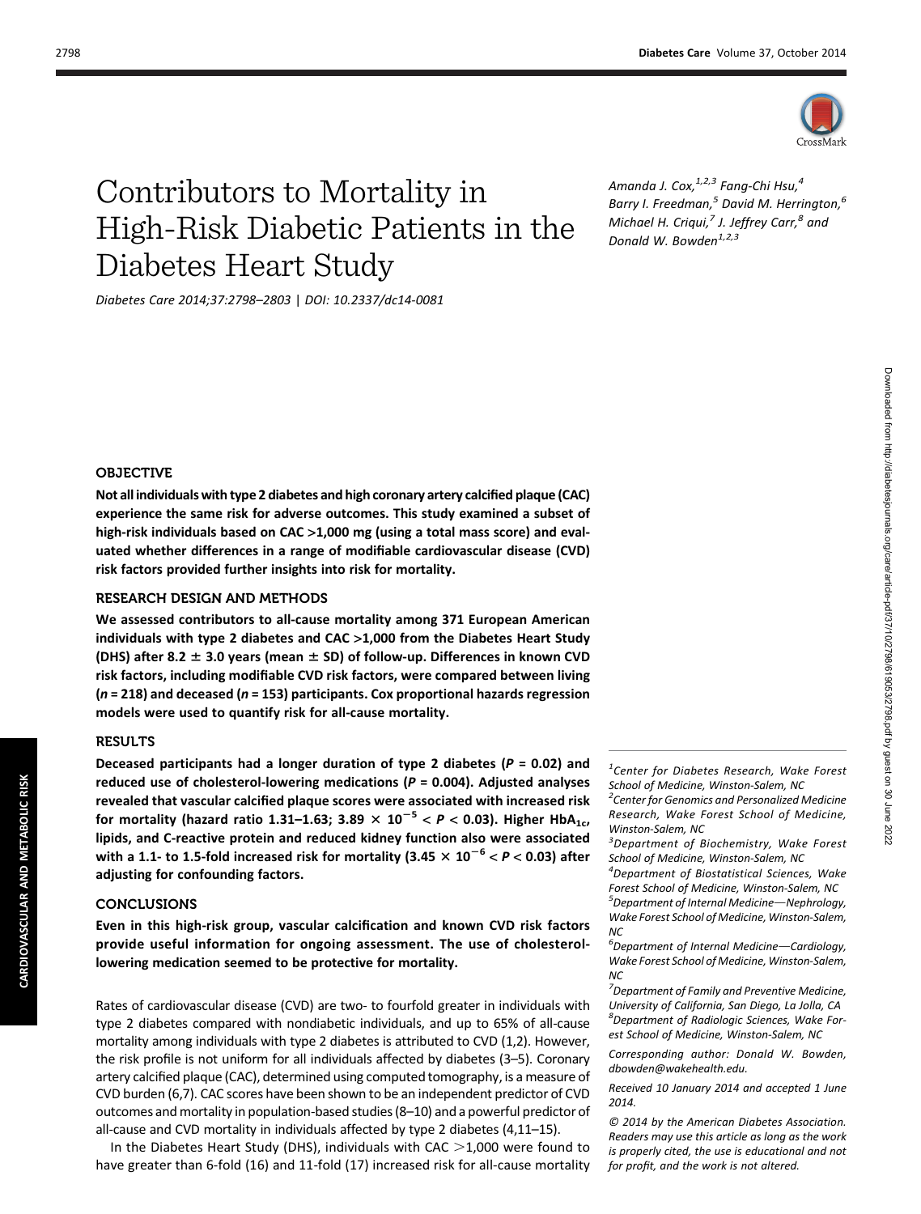# Contributors to Mortality in High-Risk Diabetic Patients in the Diabetes Heart Study

Diabetes Care 2014;37:2798–2803 | DOI: 10.2337/dc14-0081

*Amanda J. Cox,[1,2,3] Fang-Chi Hsu,[4] Barry I. Freedman,[5] David M. Herrington,[6] Michael H. Criqui,[7] J. Jeffrey Carr,[8] and Donald W. Bowden[1,2,3]*

## OBJECTIVE

**Not all individuals with type 2 diabetes and high coronary artery calcified plaque (CAC) experience the same risk for adverse outcomes. This study examined a subset of high-risk individuals based on CAC >1,000 mg (using a total mass score) and evaluated whether differences in a range of modifiable cardiovascular disease (CVD) risk factors provided further insights into risk for mortality.**

## RESEARCH DESIGN AND METHODS

**We assessed contributors to all-cause mortality among 371 European American individuals with type 2 diabetes and CAC >1,000 from the Diabetes Heart Study (DHS) after 8.2 ± 3.0 years (mean ± SD) of follow-up. Differences in known CVD risk factors, including modifiable CVD risk factors, were compared between living (*n* = 218) and deceased (*n* = 153) participants. Cox proportional hazards regression models were used to quantify risk for all-cause mortality.**

## RESULTS

**Deceased participants had a longer duration of type 2 diabetes (*P* = 0.02) and reduced use of cholesterol-lowering medications (*P* = 0.004). Adjusted analyses revealed that vascular calcified plaque scores were associated with increased risk for mortality (hazard ratio 1.31–1.63; $3.89 \times 10^{-5} < P < 0.03$). Higher $HbA_{1c}$, lipids, and C-reactive protein and reduced kidney function also were associated with a 1.1- to 1.5-fold increased risk for mortality ($3.45 \times 10^{-6} < P < 0.03$) after adjusting for confounding factors.**

## CONCLUSIONS

**Even in this high-risk group, vascular calcification and known CVD risk factors provide useful information for ongoing assessment. The use of cholesterol-lowering medication seemed to be protective for mortality.**

Rates of cardiovascular disease (CVD) are two- to fourfold greater in individuals with type 2 diabetes compared with nondiabetic individuals, and up to 65% of all-cause mortality among individuals with type 2 diabetes is attributed to CVD (1,2). However, the risk profile is not uniform for all individuals affected by diabetes (3–5). Coronary artery calcified plaque (CAC), determined using computed tomography, is a measure of CVD burden (6,7). CAC scores have been shown to be an independent predictor of CVD outcomes and mortality in population-based studies (8–10) and a powerful predictor of all-cause and CVD mortality in individuals affected by type 2 diabetes (4,11–15).

In the Diabetes Heart Study (DHS), individuals with CAC >1,000 were found to have greater than 6-fold (16) and 11-fold (17) increased risk for all-cause mortality

---

[1]Center for Diabetes Research, Wake Forest School of Medicine, Winston-Salem, NC
[2]Center for Genomics and Personalized Medicine Research, Wake Forest School of Medicine, Winston-Salem, NC
[3]Department of Biochemistry, Wake Forest School of Medicine, Winston-Salem, NC
[4]Department of Biostatistical Sciences, Wake Forest School of Medicine, Winston-Salem, NC
[5]Department of Internal Medicine—Nephrology, Wake Forest School of Medicine, Winston-Salem, NC
[6]Department of Internal Medicine—Cardiology, Wake Forest School of Medicine, Winston-Salem, NC
[7]Department of Family and Preventive Medicine, University of California, San Diego, La Jolla, CA
[8]Department of Radiologic Sciences, Wake Forest School of Medicine, Winston-Salem, NC

Corresponding author: Donald W. Bowden, dbowden@wakehealth.edu.

Received 10 January 2014 and accepted 1 June 2014.

© 2014 by the American Diabetes Association. Readers may use this article as long as the work is properly cited, the use is educational and not for profit, and the work is not altered.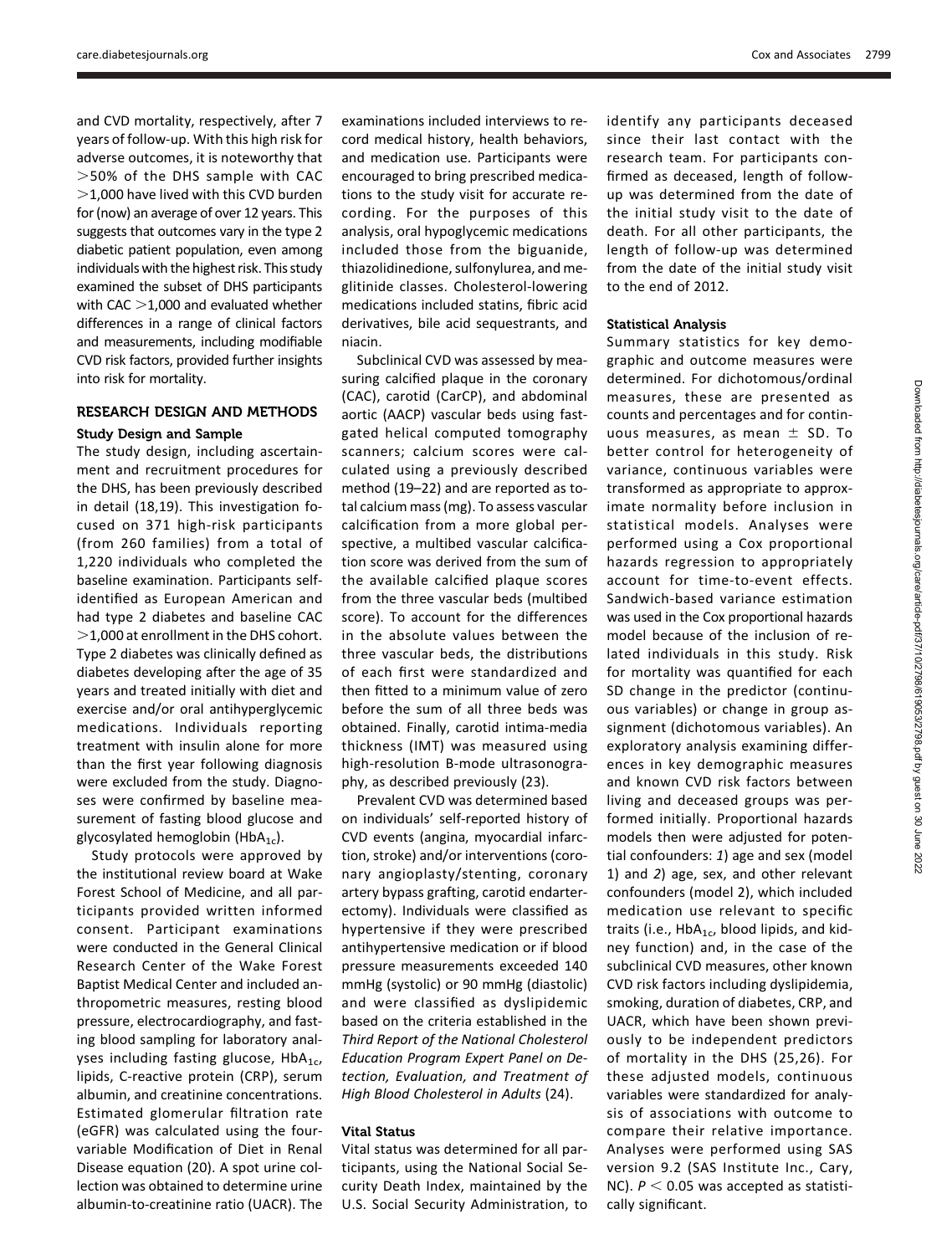and CVD mortality, respectively, after 7 years of follow-up. With this high risk for adverse outcomes, it is noteworthy that >50% of the DHS sample with CAC >1,000 have lived with this CVD burden for (now) an average of over 12 years. This suggests that outcomes vary in the type 2 diabetic patient population, even among individuals with the highest risk. This study examined the subset of DHS participants with CAC >1,000 and evaluated whether differences in a range of clinical factors and measurements, including modifiable CVD risk factors, provided further insights into risk for mortality.

## RESEARCH DESIGN AND METHODS

### Study Design and Sample

The study design, including ascertainment and recruitment procedures for the DHS, has been previously described in detail (18,19). This investigation focused on 371 high-risk participants (from 260 families) from a total of 1,220 individuals who completed the baseline examination. Participants self-identified as European American and had type 2 diabetes and baseline CAC >1,000 at enrollment in the DHS cohort. Type 2 diabetes was clinically defined as diabetes developing after the age of 35 years and treated initially with diet and exercise and/or oral antihyperglycemic medications. Individuals reporting treatment with insulin alone for more than the first year following diagnosis were excluded from the study. Diagnoses were confirmed by baseline measurement of fasting blood glucose and glycosylated hemoglobin ($HbA_{1c}$).

Study protocols were approved by the institutional review board at Wake Forest School of Medicine, and all participants provided written informed consent. Participant examinations were conducted in the General Clinical Research Center of the Wake Forest Baptist Medical Center and included anthropometric measures, resting blood pressure, electrocardiography, and fasting blood sampling for laboratory analyses including fasting glucose, $HbA_{1c}$, lipids, C-reactive protein (CRP), serum albumin, and creatinine concentrations. Estimated glomerular filtration rate (eGFR) was calculated using the four-variable Modification of Diet in Renal Disease equation (20). A spot urine collection was obtained to determine urine albumin-to-creatinine ratio (UACR). The examinations included interviews to record medical history, health behaviors, and medication use. Participants were encouraged to bring prescribed medications to the study visit for accurate recording. For the purposes of this analysis, oral hypoglycemic medications included those from the biguanide, thiazolidinedione, sulfonylurea, and meglitinide classes. Cholesterol-lowering medications included statins, fibric acid derivatives, bile acid sequestrants, and niacin.

Subclinical CVD was assessed by measuring calcified plaque in the coronary (CAC), carotid (CarCP), and abdominal aortic (AACP) vascular beds using fast-gated helical computed tomography scanners; calcium scores were calculated using a previously described method (19–22) and are reported as total calcium mass (mg). To assess vascular calcification from a more global perspective, a multibed vascular calcification score was derived from the sum of the available calcified plaque scores from the three vascular beds (multibed score). To account for the differences in the absolute values between the three vascular beds, the distributions of each first were standardized and then fitted to a minimum value of zero before the sum of all three beds was obtained. Finally, carotid intima-media thickness (IMT) was measured using high-resolution B-mode ultrasonography, as described previously (23).

Prevalent CVD was determined based on individuals' self-reported history of CVD events (angina, myocardial infarction, stroke) and/or interventions (coronary angioplasty/stenting, coronary artery bypass grafting, carotid endarterectomy). Individuals were classified as hypertensive if they were prescribed antihypertensive medication or if blood pressure measurements exceeded 140 mmHg (systolic) or 90 mmHg (diastolic) and were classified as dyslipidemic based on the criteria established in the *Third Report of the National Cholesterol Education Program Expert Panel on Detection, Evaluation, and Treatment of High Blood Cholesterol in Adults* (24).

### Vital Status

Vital status was determined for all participants, using the National Social Security Death Index, maintained by the U.S. Social Security Administration, to identify any participants deceased since their last contact with the research team. For participants confirmed as deceased, length of follow-up was determined from the date of the initial study visit to the date of death. For all other participants, the length of follow-up was determined from the date of the initial study visit to the end of 2012.

### Statistical Analysis

Summary statistics for key demographic and outcome measures were determined. For dichotomous/ordinal measures, these are presented as counts and percentages and for continuous measures, as mean ± SD. To better control for heterogeneity of variance, continuous variables were transformed as appropriate to approximate normality before inclusion in statistical models. Analyses were performed using a Cox proportional hazards regression to appropriately account for time-to-event effects. Sandwich-based variance estimation was used in the Cox proportional hazards model because of the inclusion of related individuals in this study. Risk for mortality was quantified for each SD change in the predictor (continuous variables) or change in group assignment (dichotomous variables). An exploratory analysis examining differences in key demographic measures and known CVD risk factors between living and deceased groups was performed initially. Proportional hazards models then were adjusted for potential confounders: *1*) age and sex (model 1) and *2*) age, sex, and other relevant confounders (model 2), which included medication use relevant to specific traits (i.e., $HbA_{1c}$, blood lipids, and kidney function) and, in the case of the subclinical CVD measures, other known CVD risk factors including dyslipidemia, smoking, duration of diabetes, CRP, and UACR, which have been shown previously to be independent predictors of mortality in the DHS (25,26). For these adjusted models, continuous variables were standardized for analysis of associations with outcome to compare their relative importance. Analyses were performed using SAS version 9.2 (SAS Institute Inc., Cary, NC). $P < 0.05$ was accepted as statistically significant.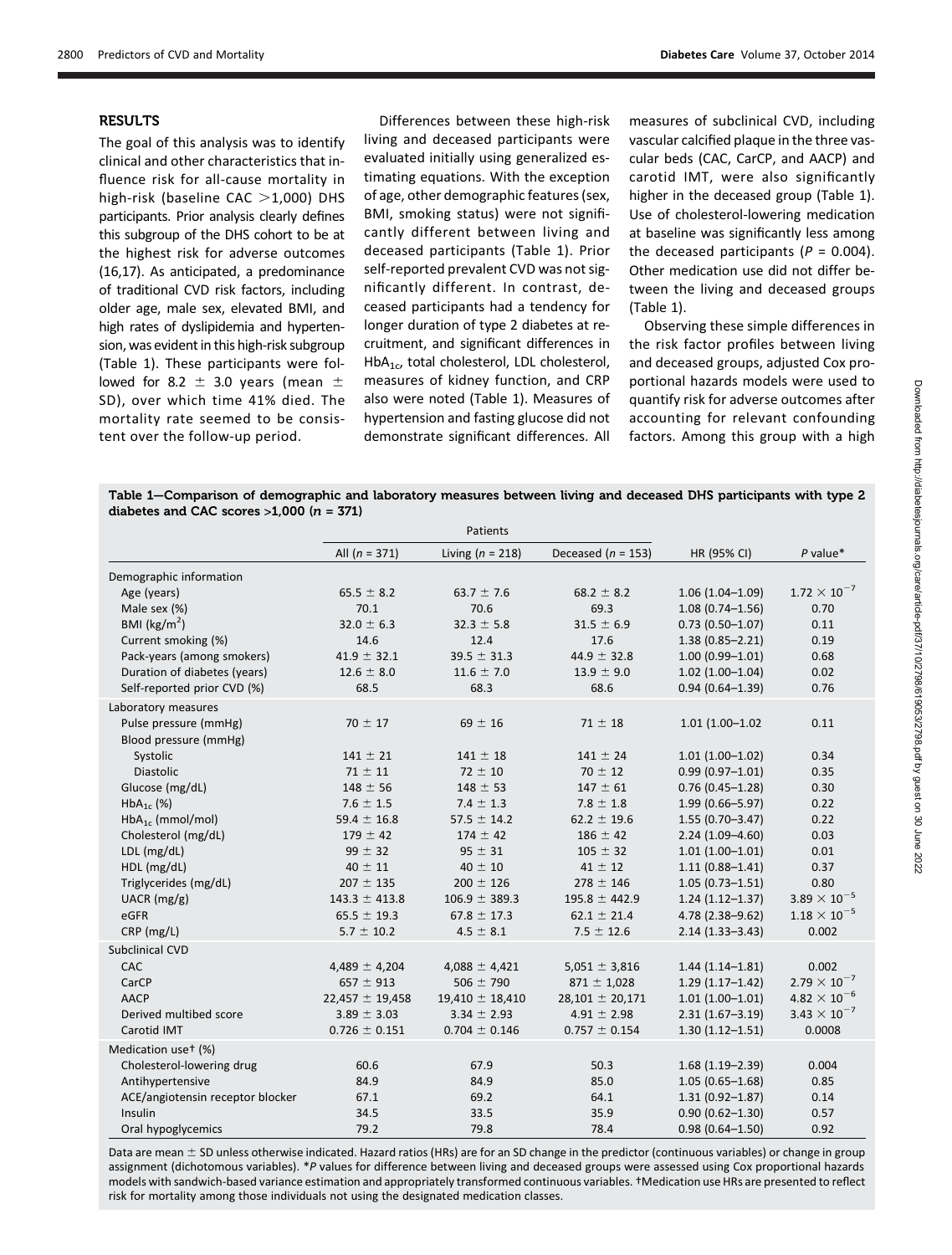## RESULTS

The goal of this analysis was to identify clinical and other characteristics that influence risk for all-cause mortality in high-risk (baseline CAC >1,000) DHS participants. Prior analysis clearly defines this subgroup of the DHS cohort to be at the highest risk for adverse outcomes (16,17). As anticipated, a predominance of traditional CVD risk factors, including older age, male sex, elevated BMI, and high rates of dyslipidemia and hypertension, was evident in this high-risk subgroup (Table 1). These participants were followed for 8.2 ± 3.0 years (mean ± SD), over which time 41% died. The mortality rate seemed to be consistent over the follow-up period.

Differences between these high-risk living and deceased participants were evaluated initially using generalized estimating equations. With the exception of age, other demographic features (sex, BMI, smoking status) were not significantly different between living and deceased participants (Table 1). Prior self-reported prevalent CVD was not significantly different. In contrast, deceased participants had a tendency for longer duration of type 2 diabetes at recruitment, and significant differences in $HbA_{1c}$, total cholesterol, LDL cholesterol, measures of kidney function, and CRP also were noted (Table 1). Measures of hypertension and fasting glucose did not demonstrate significant differences. All measures of subclinical CVD, including vascular calcified plaque in the three vascular beds (CAC, CarCP, and AACP) and carotid IMT, were also significantly higher in the deceased group (Table 1). Use of cholesterol-lowering medication at baseline was significantly less among the deceased participants ($P$ = 0.004). Other medication use did not differ between the living and deceased groups (Table 1).

Observing these simple differences in the risk factor profiles between living and deceased groups, adjusted Cox proportional hazards models were used to quantify risk for adverse outcomes after accounting for relevant confounding factors. Among this group with a high

**Table 1—Comparison of demographic and laboratory measures between living and deceased DHS participants with type 2 diabetes and CAC scores >1,000 ($n$ = 371)**

| | Patients | | | | |
|---|---|---|---|---|---|
| | All ($n$ = 371) | Living ($n$ = 218) | Deceased ($n$ = 153) | HR (95% CI) | $P$ value* |
| **Demographic information** | | | | | |
| Age (years) | 65.5 ± 8.2 | 63.7 ± 7.6 | 68.2 ± 8.2 | 1.06 (1.04–1.09) | $1.72 \times 10^{-7}$ |
| Male sex (%) | 70.1 | 70.6 | 69.3 | 1.08 (0.74–1.56) | 0.70 |
| BMI (kg/m$^2$) | 32.0 ± 6.3 | 32.3 ± 5.8 | 31.5 ± 6.9 | 0.73 (0.50–1.07) | 0.11 |
| Current smoking (%) | 14.6 | 12.4 | 17.6 | 1.38 (0.85–2.21) | 0.19 |
| Pack-years (among smokers) | 41.9 ± 32.1 | 39.5 ± 31.3 | 44.9 ± 32.8 | 1.00 (0.99–1.01) | 0.68 |
| Duration of diabetes (years) | 12.6 ± 8.0 | 11.6 ± 7.0 | 13.9 ± 9.0 | 1.02 (1.00–1.04) | 0.02 |
| Self-reported prior CVD (%) | 68.5 | 68.3 | 68.6 | 0.94 (0.64–1.39) | 0.76 |
| **Laboratory measures** | | | | | |
| Pulse pressure (mmHg) | 70 ± 17 | 69 ± 16 | 71 ± 18 | 1.01 (1.00–1.02) | 0.11 |
| Blood pressure (mmHg) | | | | | |
| Systolic | 141 ± 21 | 141 ± 18 | 141 ± 24 | 1.01 (1.00–1.02) | 0.34 |
| Diastolic | 71 ± 11 | 72 ± 10 | 70 ± 12 | 0.99 (0.97–1.01) | 0.35 |
| Glucose (mg/dL) | 148 ± 56 | 148 ± 53 | 147 ± 61 | 0.76 (0.45–1.28) | 0.30 |
| $HbA_{1c}$ (%) | 7.6 ± 1.5 | 7.4 ± 1.3 | 7.8 ± 1.8 | 1.99 (0.66–5.97) | 0.22 |
| $HbA_{1c}$ (mmol/mol) | 59.4 ± 16.8 | 57.5 ± 14.2 | 62.2 ± 19.6 | 1.55 (0.70–3.47) | 0.22 |
| Cholesterol (mg/dL) | 179 ± 42 | 174 ± 42 | 186 ± 42 | 2.24 (1.09–4.60) | 0.03 |
| LDL (mg/dL) | 99 ± 32 | 95 ± 31 | 105 ± 32 | 1.01 (1.00–1.01) | 0.01 |
| HDL (mg/dL) | 40 ± 11 | 40 ± 10 | 41 ± 12 | 1.11 (0.88–1.41) | 0.37 |
| Triglycerides (mg/dL) | 207 ± 135 | 200 ± 126 | 278 ± 146 | 1.05 (0.73–1.51) | 0.80 |
| UACR (mg/g) | 143.3 ± 413.8 | 106.9 ± 389.3 | 195.8 ± 442.9 | 1.24 (1.12–1.37) | $3.89 \times 10^{-5}$ |
| eGFR | 65.5 ± 19.3 | 67.8 ± 17.3 | 62.1 ± 21.4 | 4.78 (2.38–9.62) | $1.18 \times 10^{-5}$ |
| CRP (mg/L) | 5.7 ± 10.2 | 4.5 ± 8.1 | 7.5 ± 12.6 | 2.14 (1.33–3.43) | 0.002 |
| **Subclinical CVD** | | | | | |
| CAC | 4,489 ± 4,204 | 4,088 ± 4,421 | 5,051 ± 3,816 | 1.44 (1.14–1.81) | 0.002 |
| CarCP | 657 ± 913 | 506 ± 790 | 871 ± 1,028 | 1.29 (1.17–1.42) | $2.79 \times 10^{-7}$ |
| AACP | 22,457 ± 19,458 | 19,410 ± 18,410 | 28,101 ± 20,171 | 1.01 (1.00–1.01) | $4.82 \times 10^{-6}$ |
| Derived multibed score | 3.89 ± 3.03 | 3.34 ± 2.93 | 4.91 ± 2.98 | 2.31 (1.67–3.19) | $3.43 \times 10^{-7}$ |
| Carotid IMT | 0.726 ± 0.151 | 0.704 ± 0.146 | 0.757 ± 0.154 | 1.30 (1.12–1.51) | 0.0008 |
| **Medication use† (%)** | | | | | |
| Cholesterol-lowering drug | 60.6 | 67.9 | 50.3 | 1.68 (1.19–2.39) | 0.004 |
| Antihypertensive | 84.9 | 84.9 | 85.0 | 1.05 (0.65–1.68) | 0.85 |
| ACE/angiotensin receptor blocker | 67.1 | 69.2 | 64.1 | 1.31 (0.92–1.87) | 0.14 |
| Insulin | 34.5 | 33.5 | 35.9 | 0.90 (0.62–1.30) | 0.57 |
| Oral hypoglycemics | 79.2 | 79.8 | 78.4 | 0.98 (0.64–1.50) | 0.92 |

Data are mean ± SD unless otherwise indicated. Hazard ratios (HRs) are for an SD change in the predictor (continuous variables) or change in group assignment (dichotomous variables). *$P$ values for difference between living and deceased groups were assessed using Cox proportional hazards models with sandwich-based variance estimation and appropriately transformed continuous variables. †Medication use HRs are presented to reflect risk for mortality among those individuals not using the designated medication classes.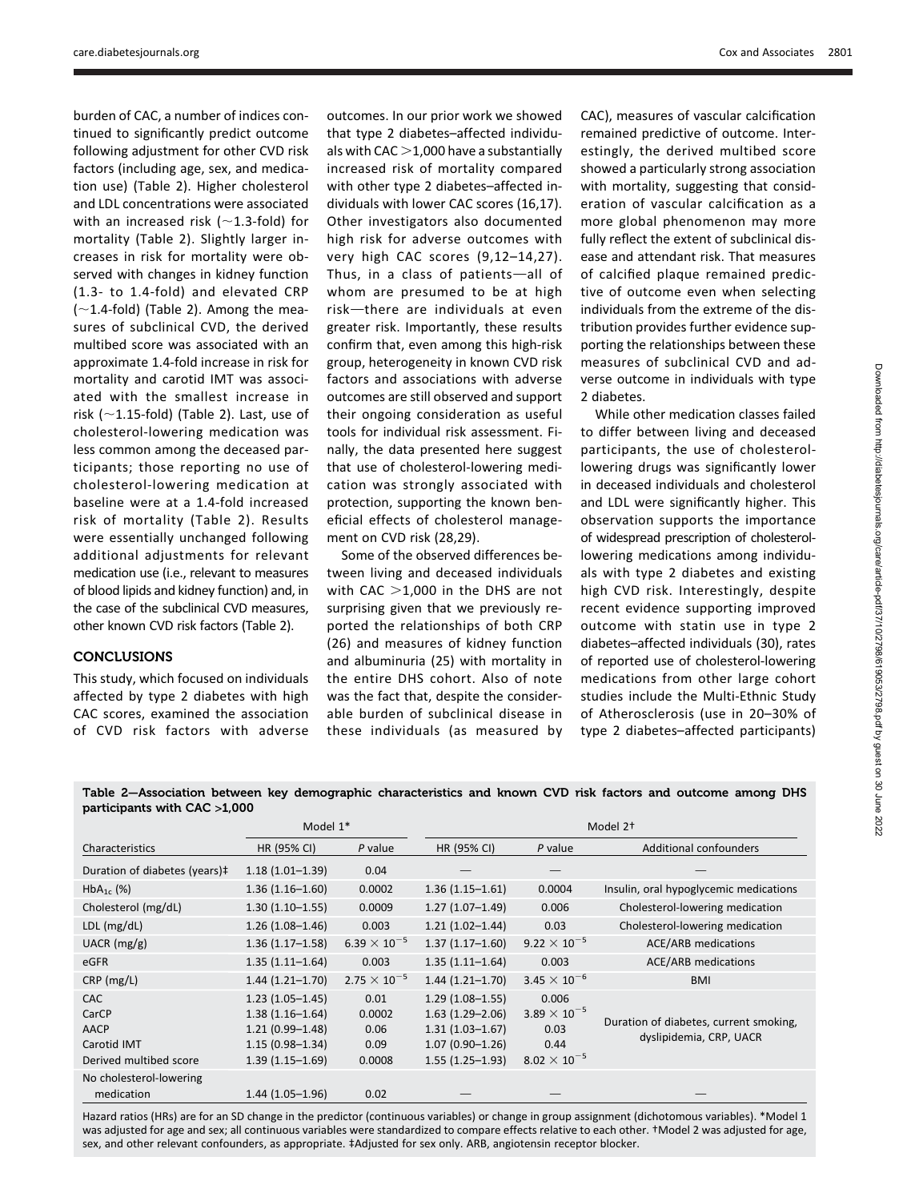burden of CAC, a number of indices continued to significantly predict outcome following adjustment for other CVD risk factors (including age, sex, and medication use) (Table 2). Higher cholesterol and LDL concentrations were associated with an increased risk (~1.3-fold) for mortality (Table 2). Slightly larger increases in risk for mortality were observed with changes in kidney function (1.3- to 1.4-fold) and elevated CRP (~1.4-fold) (Table 2). Among the measures of subclinical CVD, the derived multibed score was associated with an approximate 1.4-fold increase in risk for mortality and carotid IMT was associated with the smallest increase in risk (~1.15-fold) (Table 2). Last, use of cholesterol-lowering medication was less common among the deceased participants; those reporting no use of cholesterol-lowering medication at baseline were at a 1.4-fold increased risk of mortality (Table 2). Results were essentially unchanged following additional adjustments for relevant medication use (i.e., relevant to measures of blood lipids and kidney function) and, in the case of the subclinical CVD measures, other known CVD risk factors (Table 2).

## CONCLUSIONS

This study, which focused on individuals affected by type 2 diabetes with high CAC scores, examined the association of CVD risk factors with adverse outcomes. In our prior work we showed that type 2 diabetes–affected individuals with CAC >1,000 have a substantially increased risk of mortality compared with other type 2 diabetes–affected individuals with lower CAC scores (16,17). Other investigators also documented high risk for adverse outcomes with very high CAC scores (9,12–14,27). Thus, in a class of patients—all of whom are presumed to be at high risk—there are individuals at even greater risk. Importantly, these results confirm that, even among this high-risk group, heterogeneity in known CVD risk factors and associations with adverse outcomes are still observed and support their ongoing consideration as useful tools for individual risk assessment. Finally, the data presented here suggest that use of cholesterol-lowering medication was strongly associated with protection, supporting the known beneficial effects of cholesterol management on CVD risk (28,29).

Some of the observed differences between living and deceased individuals with CAC >1,000 in the DHS are not surprising given that we previously reported the relationships of both CRP (26) and measures of kidney function and albuminuria (25) with mortality in the entire DHS cohort. Also of note was the fact that, despite the considerable burden of subclinical disease in these individuals (as measured by CAC), measures of vascular calcification remained predictive of outcome. Interestingly, the derived multibed score showed a particularly strong association with mortality, suggesting that consideration of vascular calcification as a more global phenomenon may more fully reflect the extent of subclinical disease and attendant risk. That measures of calcified plaque remained predictive of outcome even when selecting individuals from the extreme of the distribution provides further evidence supporting the relationships between these measures of subclinical CVD and adverse outcome in individuals with type 2 diabetes.

While other medication classes failed to differ between living and deceased participants, the use of cholesterol-lowering drugs was significantly lower in deceased individuals and cholesterol and LDL were significantly higher. This observation supports the importance of widespread prescription of cholesterol-lowering medications among individuals with type 2 diabetes and existing high CVD risk. Interestingly, despite recent evidence supporting improved outcome with statin use in type 2 diabetes–affected individuals (30), rates of reported use of cholesterol-lowering medications from other large cohort studies include the Multi-Ethnic Study of Atherosclerosis (use in 20–30% of type 2 diabetes–affected participants)

**Table 2—Association between key demographic characteristics and known CVD risk factors and outcome among DHS participants with CAC >1,000**

| | Model 1* | | Model 2† | | |
|---|---|---|---|---|---|
| Characteristics | HR (95% CI) | *P* value | HR (95% CI) | *P* value | Additional confounders |
| Duration of diabetes (years)‡ | 1.18 (1.01–1.39) | 0.04 | — | — | — |
| $HbA_{1c}$ (%) | 1.36 (1.16–1.60) | 0.0002 | 1.36 (1.15–1.61) | 0.0004 | Insulin, oral hypoglycemic medications |
| Cholesterol (mg/dL) | 1.30 (1.10–1.55) | 0.0009 | 1.27 (1.07–1.49) | 0.006 | Cholesterol-lowering medication |
| LDL (mg/dL) | 1.26 (1.08–1.46) | 0.003 | 1.21 (1.02–1.44) | 0.03 | Cholesterol-lowering medication |
| UACR (mg/g) | 1.36 (1.17–1.58) | $6.39 \times 10^{-5}$ | 1.37 (1.17–1.60) | $9.22 \times 10^{-5}$ | ACE/ARB medications |
| eGFR | 1.35 (1.11–1.64) | 0.003 | 1.35 (1.11–1.64) | 0.003 | ACE/ARB medications |
| CRP (mg/L) | 1.44 (1.21–1.70) | $2.75 \times 10^{-5}$ | 1.44 (1.21–1.70) | $3.45 \times 10^{-6}$ | BMI |
| CAC | 1.23 (1.05–1.45) | 0.01 | 1.29 (1.08–1.55) | 0.006 | Duration of diabetes, current smoking, dyslipidemia, CRP, UACR |
| CarCP | 1.38 (1.16–1.64) | 0.0002 | 1.63 (1.29–2.06) | $3.89 \times 10^{-5}$ | |
| AACP | 1.21 (0.99–1.48) | 0.06 | 1.31 (1.03–1.67) | 0.03 | |
| Carotid IMT | 1.15 (0.98–1.34) | 0.09 | 1.07 (0.90–1.26) | 0.44 | |
| Derived multibed score | 1.39 (1.15–1.69) | 0.0008 | 1.55 (1.25–1.93) | $8.02 \times 10^{-5}$ | |
| No cholesterol-lowering medication | 1.44 (1.05–1.96) | 0.02 | — | — | — |

Hazard ratios (HRs) are for an SD change in the predictor (continuous variables) or change in group assignment (dichotomous variables). *Model 1 was adjusted for age and sex; all continuous variables were standardized to compare effects relative to each other. †Model 2 was adjusted for age, sex, and other relevant confounders, as appropriate. ‡Adjusted for sex only. ARB, angiotensin receptor blocker.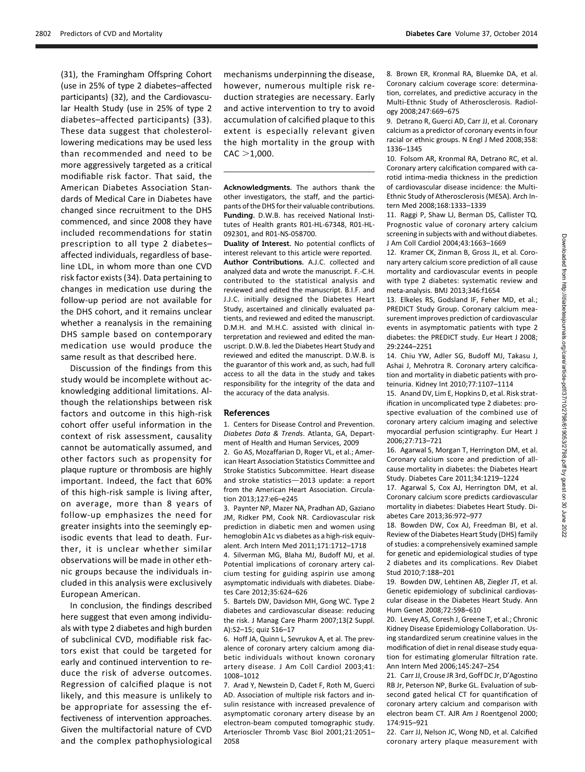(31), the Framingham Offspring Cohort (use in 25% of type 2 diabetes–affected participants) (32), and the Cardiovascular Health Study (use in 25% of type 2 diabetes–affected participants) (33). These data suggest that cholesterol-lowering medications may be used less than recommended and need to be more aggressively targeted as a critical modifiable risk factor. That said, the American Diabetes Association Standards of Medical Care in Diabetes have changed since recruitment to the DHS commenced, and since 2008 they have included recommendations for statin prescription to all type 2 diabetes–affected individuals, regardless of baseline LDL, in whom more than one CVD risk factor exists (34). Data pertaining to changes in medication use during the follow-up period are not available for the DHS cohort, and it remains unclear whether a reanalysis in the remaining DHS sample based on contemporary medication use would produce the same result as that described here.

Discussion of the findings from this study would be incomplete without acknowledging additional limitations. Although the relationships between risk factors and outcome in this high-risk cohort offer useful information in the context of risk assessment, causality cannot be automatically assumed, and other factors such as propensity for plaque rupture or thrombosis are highly important. Indeed, the fact that 60% of this high-risk sample is living after, on average, more than 8 years of follow-up emphasizes the need for greater insights into the seemingly episodic events that lead to death. Further, it is unclear whether similar observations will be made in other ethnic groups because the individuals included in this analysis were exclusively European American.

In conclusion, the findings described here suggest that even among individuals with type 2 diabetes and high burden of subclinical CVD, modifiable risk factors exist that could be targeted for early and continued intervention to reduce the risk of adverse outcomes. Regression of calcified plaque is not likely, and this measure is unlikely to be appropriate for assessing the effectiveness of intervention approaches. Given the multifactorial nature of CVD and the complex pathophysiological mechanisms underpinning the disease, however, numerous multiple risk reduction strategies are necessary. Early and active intervention to try to avoid accumulation of calcified plaque to this extent is especially relevant given the high mortality in the group with CAC >1,000.

**Acknowledgments.** The authors thank the other investigators, the staff, and the participants of the DHS for their valuable contributions.
**Funding.** D.W.B. has received National Institutes of Health grants R01-HL-67348, R01-HL-092301, and R01-NS-058700.

**Duality of Interest.** No potential conflicts of interest relevant to this article were reported.
**Author Contributions.** A.J.C. collected and analyzed data and wrote the manuscript. F.-C.H. contributed to the statistical analysis and reviewed and edited the manuscript. B.I.F. and J.J.C. initially designed the Diabetes Heart Study, ascertained and clinically evaluated patients, and reviewed and edited the manuscript. D.M.H. and M.H.C. assisted with clinical interpretation and reviewed and edited the manuscript. D.W.B. led the Diabetes Heart Study and reviewed and edited the manuscript. D.W.B. is the guarantor of this work and, as such, had full access to all the data in the study and takes responsibility for the integrity of the data and the accuracy of the data analysis.

## References

1. Centers for Disease Control and Prevention. *Diabetes Data & Trends*. Atlanta, GA, Department of Health and Human Services, 2009
2. Go AS, Mozaffarian D, Roger VL, et al.; American Heart Association Statistics Committee and Stroke Statistics Subcommittee. Heart disease and stroke statistics—2013 update: a report from the American Heart Association. Circulation 2013;127:e6–e245
3. Paynter NP, Mazer NA, Pradhan AD, Gaziano JM, Ridker PM, Cook NR. Cardiovascular risk prediction in diabetic men and women using hemoglobin A1c vs diabetes as a high-risk equivalent. Arch Intern Med 2011;171:1712–1718
4. Silverman MG, Blaha MJ, Budoff MJ, et al. Potential implications of coronary artery calcium testing for guiding aspirin use among asymptomatic individuals with diabetes. Diabetes Care 2012;35:624–626
5. Bartels DW, Davidson MH, Gong WC. Type 2 diabetes and cardiovascular disease: reducing the risk. J Manag Care Pharm 2007;13(2 Suppl. A):S2–15; quiz S16–17
6. Hoff JA, Quinn L, Sevrukov A, et al. The prevalence of coronary artery calcium among diabetic individuals without known coronary artery disease. J Am Coll Cardiol 2003;41: 1008–1012
7. Arad Y, Newstein D, Cadet F, Roth M, Guerci AD. Association of multiple risk factors and insulin resistance with increased prevalence of asymptomatic coronary artery disease by an electron-beam computed tomographic study. Arterioscler Thromb Vasc Biol 2001;21:2051–2058
8. Brown ER, Kronmal RA, Bluemke DA, et al. Coronary calcium coverage score: determination, correlates, and predictive accuracy in the Multi-Ethnic Study of Atherosclerosis. Radiology 2008;247:669–675
9. Detrano R, Guerci AD, Carr JJ, et al. Coronary calcium as a predictor of coronary events in four racial or ethnic groups. N Engl J Med 2008;358: 1336–1345
10. Folsom AR, Kronmal RA, Detrano RC, et al. Coronary artery calcification compared with carotid intima-media thickness in the prediction of cardiovascular disease incidence: the Multi-Ethnic Study of Atherosclerosis (MESA). Arch Intern Med 2008;168:1333–1339
11. Raggi P, Shaw LJ, Berman DS, Callister TQ. Prognostic value of coronary artery calcium screening in subjects with and without diabetes. J Am Coll Cardiol 2004;43:1663–1669
12. Kramer CK, Zinman B, Gross JL, et al. Coronary artery calcium score prediction of all cause mortality and cardiovascular events in people with type 2 diabetes: systematic review and meta-analysis. BMJ 2013;346:f1654
13. Elkeles RS, Godsland IF, Feher MD, et al.; PREDICT Study Group. Coronary calcium measurement improves prediction of cardiovascular events in asymptomatic patients with type 2 diabetes: the PREDICT study. Eur Heart J 2008; 29:2244–2251
14. Chiu YW, Adler SG, Budoff MJ, Takasu J, Ashai J, Mehrotra R. Coronary artery calcification and mortality in diabetic patients with proteinuria. Kidney Int 2010;77:1107–1114
15. Anand DV, Lim E, Hopkins D, et al. Risk stratification in uncomplicated type 2 diabetes: prospective evaluation of the combined use of coronary artery calcium imaging and selective myocardial perfusion scintigraphy. Eur Heart J 2006;27:713–721
16. Agarwal S, Morgan T, Herrington DM, et al. Coronary calcium score and prediction of all-cause mortality in diabetes: the Diabetes Heart Study. Diabetes Care 2011;34:1219–1224
17. Agarwal S, Cox AJ, Herrington DM, et al. Coronary calcium score predicts cardiovascular mortality in diabetes: Diabetes Heart Study. Diabetes Care 2013;36:972–977
18. Bowden DW, Cox AJ, Freedman BI, et al. Review of the Diabetes Heart Study (DHS) family of studies: a comprehensively examined sample for genetic and epidemiological studies of type 2 diabetes and its complications. Rev Diabet Stud 2010;7:188–201
19. Bowden DW, Lehtinen AB, Ziegler JT, et al. Genetic epidemiology of subclinical cardiovascular disease in the Diabetes Heart Study. Ann Hum Genet 2008;72:598–610
20. Levey AS, Coresh J, Greene T, et al.; Chronic Kidney Disease Epidemiology Collaboration. Using standardized serum creatinine values in the modification of diet in renal disease study equation for estimating glomerular filtration rate. Ann Intern Med 2006;145:247–254
21. Carr JJ, Crouse JR 3rd, Goff DC Jr, D'Agostino RB Jr, Peterson NP, Burke GL. Evaluation of subsecond gated helical CT for quantification of coronary artery calcium and comparison with electron beam CT. AJR Am J Roentgenol 2000; 174:915–921
22. Carr JJ, Nelson JC, Wong ND, et al. Calcified coronary artery plaque measurement with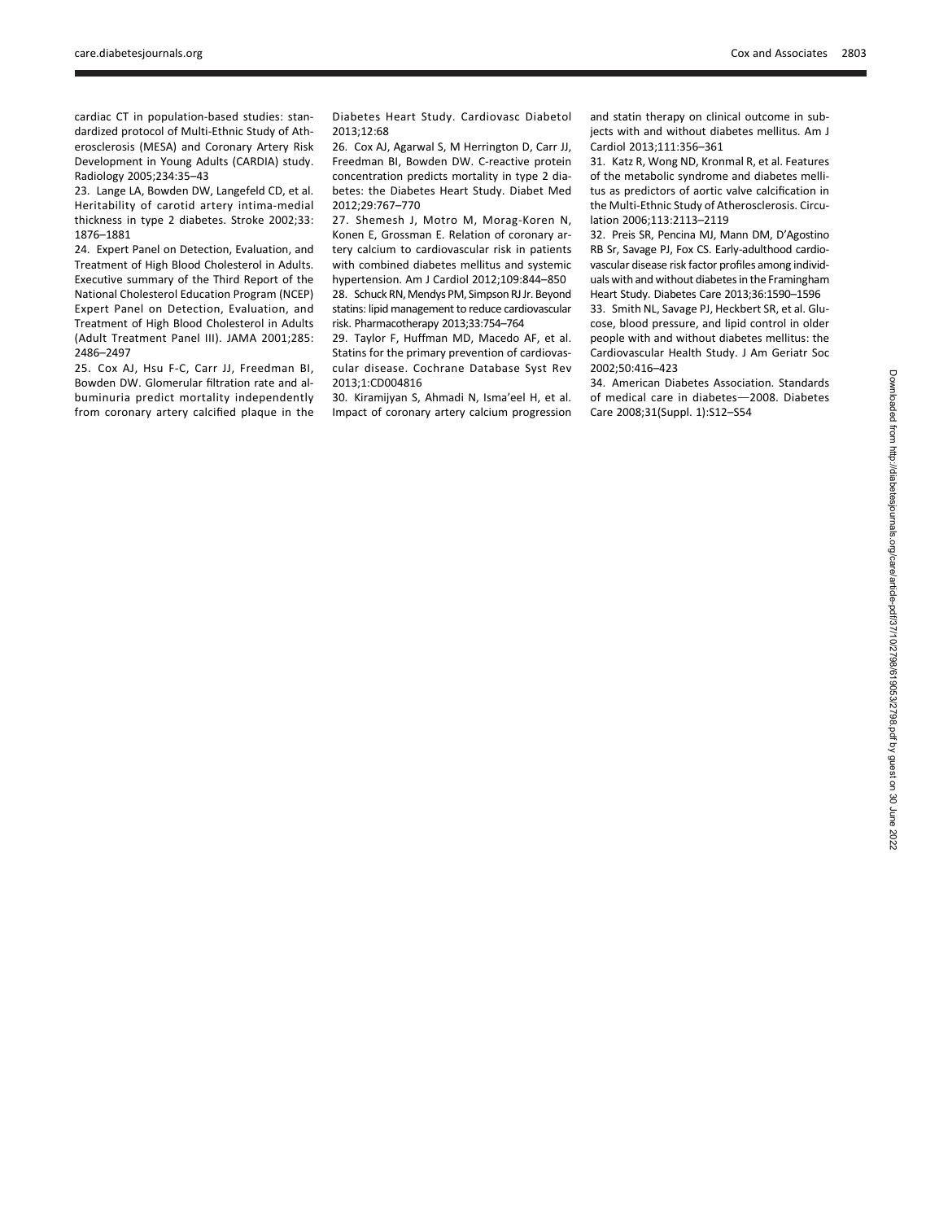cardiac CT in population-based studies: standardized protocol of Multi-Ethnic Study of Atherosclerosis (MESA) and Coronary Artery Risk Development in Young Adults (CARDIA) study. Radiology 2005;234:35–43

23. Lange LA, Bowden DW, Langefeld CD, et al. Heritability of carotid artery intima-medial thickness in type 2 diabetes. Stroke 2002;33: 1876–1881

24. Expert Panel on Detection, Evaluation, and Treatment of High Blood Cholesterol in Adults. Executive summary of the Third Report of the National Cholesterol Education Program (NCEP) Expert Panel on Detection, Evaluation, and Treatment of High Blood Cholesterol in Adults (Adult Treatment Panel III). JAMA 2001;285: 2486–2497

25. Cox AJ, Hsu F-C, Carr JJ, Freedman BI, Bowden DW. Glomerular filtration rate and albuminuria predict mortality independently from coronary artery calcified plaque in the Diabetes Heart Study. Cardiovasc Diabetol 2013;12:68

26. Cox AJ, Agarwal S, M Herrington D, Carr JJ, Freedman BI, Bowden DW. C-reactive protein concentration predicts mortality in type 2 diabetes: the Diabetes Heart Study. Diabet Med 2012;29:767–770

27. Shemesh J, Motro M, Morag-Koren N, Konen E, Grossman E. Relation of coronary artery calcium to cardiovascular risk in patients with combined diabetes mellitus and systemic hypertension. Am J Cardiol 2012;109:844–850

28. Schuck RN, Mendys PM, Simpson RJ Jr. Beyond statins: lipid management to reduce cardiovascular risk. Pharmacotherapy 2013;33:754–764

29. Taylor F, Huffman MD, Macedo AF, et al. Statins for the primary prevention of cardiovascular disease. Cochrane Database Syst Rev 2013;1:CD004816

30. Kiramijyan S, Ahmadi N, Isma'eel H, et al. Impact of coronary artery calcium progression and statin therapy on clinical outcome in subjects with and without diabetes mellitus. Am J Cardiol 2013;111:356–361

31. Katz R, Wong ND, Kronmal R, et al. Features of the metabolic syndrome and diabetes mellitus as predictors of aortic valve calcification in the Multi-Ethnic Study of Atherosclerosis. Circulation 2006;113:2113–2119

32. Preis SR, Pencina MJ, Mann DM, D'Agostino RB Sr, Savage PJ, Fox CS. Early-adulthood cardiovascular disease risk factor profiles among individuals with and without diabetes in the Framingham Heart Study. Diabetes Care 2013;36:1590–1596

33. Smith NL, Savage PJ, Heckbert SR, et al. Glucose, blood pressure, and lipid control in older people with and without diabetes mellitus: the Cardiovascular Health Study. J Am Geriatr Soc 2002;50:416–423

34. American Diabetes Association. Standards of medical care in diabetes—2008. Diabetes Care 2008;31(Suppl. 1):S12–S54